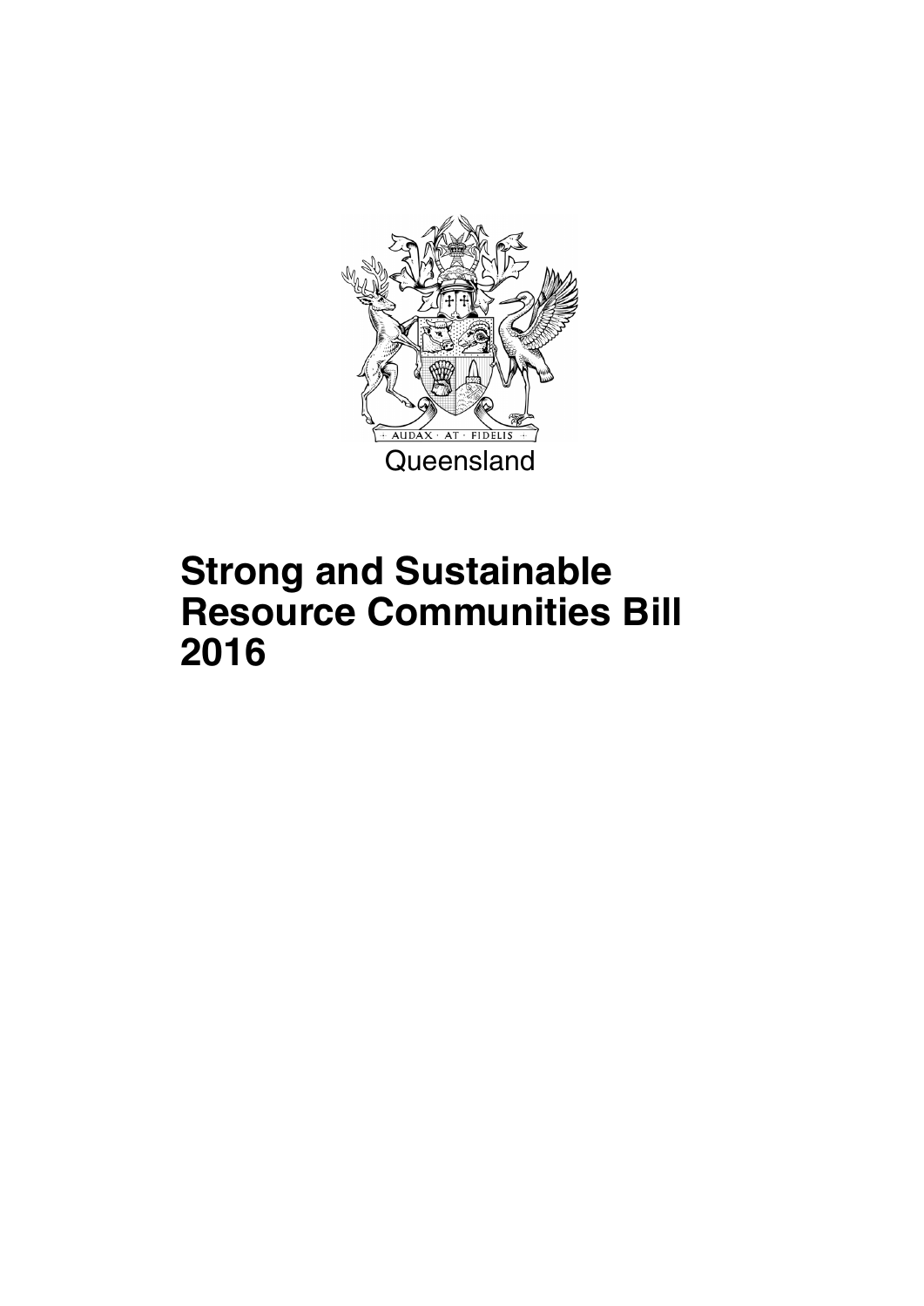AUDAX · AT · FIDELIS

Queensland

# Strong and Sustainable Resource Communities Bill 2016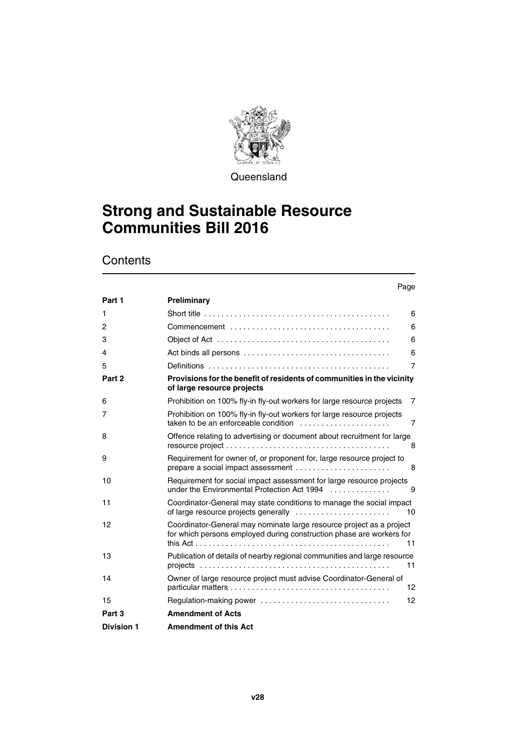Queensland

# Strong and Sustainable Resource Communities Bill 2016

## Contents

| | | Page |
|---|---|---|
| **Part 1** | **Preliminary** | |
| 1 | Short title | 6 |
| 2 | Commencement | 6 |
| 3 | Object of Act | 6 |
| 4 | Act binds all persons | 6 |
| 5 | Definitions | 7 |
| **Part 2** | **Provisions for the benefit of residents of communities in the vicinity of large resource projects** | |
| 6 | Prohibition on 100% fly-in fly-out workers for large resource projects | 7 |
| 7 | Prohibition on 100% fly-in fly-out workers for large resource projects taken to be an enforceable condition | 7 |
| 8 | Offence relating to advertising or document about recruitment for large resource project | 8 |
| 9 | Requirement for owner of, or proponent for, large resource project to prepare a social impact assessment | 8 |
| 10 | Requirement for social impact assessment for large resource projects under the Environmental Protection Act 1994 | 9 |
| 11 | Coordinator-General may state conditions to manage the social impact of large resource projects generally | 10 |
| 12 | Coordinator-General may nominate large resource project as a project for which persons employed during construction phase are workers for this Act | 11 |
| 13 | Publication of details of nearby regional communities and large resource projects | 11 |
| 14 | Owner of large resource project must advise Coordinator-General of particular matters | 12 |
| 15 | Regulation-making power | 12 |
| **Part 3** | **Amendment of Acts** | |
| **Division 1** | **Amendment of this Act** | |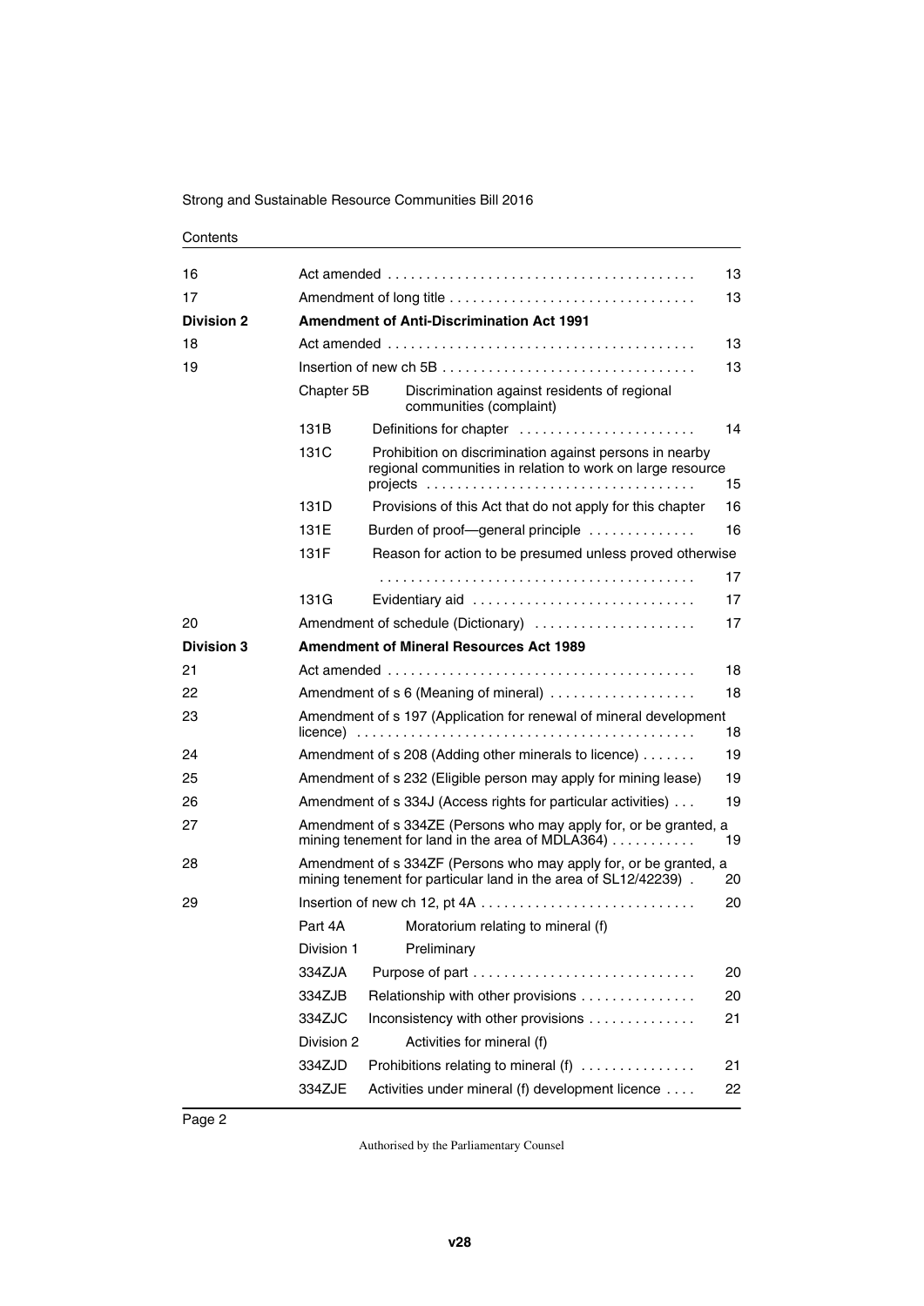Contents

| | | | |
|---|---|---|---|
| 16 | Act amended | | 13 |
| 17 | Amendment of long title | | 13 |
| **Division 2** | **Amendment of Anti-Discrimination Act 1991** | | |
| 18 | Act amended | | 13 |
| 19 | Insertion of new ch 5B | | 13 |
| | Chapter 5B | Discrimination against residents of regional communities (complaint) | |
| | 131B | Definitions for chapter | 14 |
| | 131C | Prohibition on discrimination against persons in nearby regional communities in relation to work on large resource projects | 15 |
| | 131D | Provisions of this Act that do not apply for this chapter | 16 |
| | 131E | Burden of proof—general principle | 16 |
| | 131F | Reason for action to be presumed unless proved otherwise | 17 |
| | 131G | Evidentiary aid | 17 |
| 20 | Amendment of schedule (Dictionary) | | 17 |
| **Division 3** | **Amendment of Mineral Resources Act 1989** | | |
| 21 | Act amended | | 18 |
| 22 | Amendment of s 6 (Meaning of mineral) | | 18 |
| 23 | Amendment of s 197 (Application for renewal of mineral development licence) | | 18 |
| 24 | Amendment of s 208 (Adding other minerals to licence) | | 19 |
| 25 | Amendment of s 232 (Eligible person may apply for mining lease) | | 19 |
| 26 | Amendment of s 334J (Access rights for particular activities) | | 19 |
| 27 | Amendment of s 334ZE (Persons who may apply for, or be granted, a mining tenement for land in the area of MDLA364) | | 19 |
| 28 | Amendment of s 334ZF (Persons who may apply for, or be granted, a mining tenement for particular land in the area of SL12/42239) | | 20 |
| 29 | Insertion of new ch 12, pt 4A | | 20 |
| | Part 4A | Moratorium relating to mineral (f) | |
| | Division 1 | Preliminary | |
| | 334ZJA | Purpose of part | 20 |
| | 334ZJB | Relationship with other provisions | 20 |
| | 334ZJC | Inconsistency with other provisions | 21 |
| | Division 2 | Activities for mineral (f) | |
| | 334ZJD | Prohibitions relating to mineral (f) | 21 |
| | 334ZJE | Activities under mineral (f) development licence | 22 |

Authorised by the Parliamentary Counsel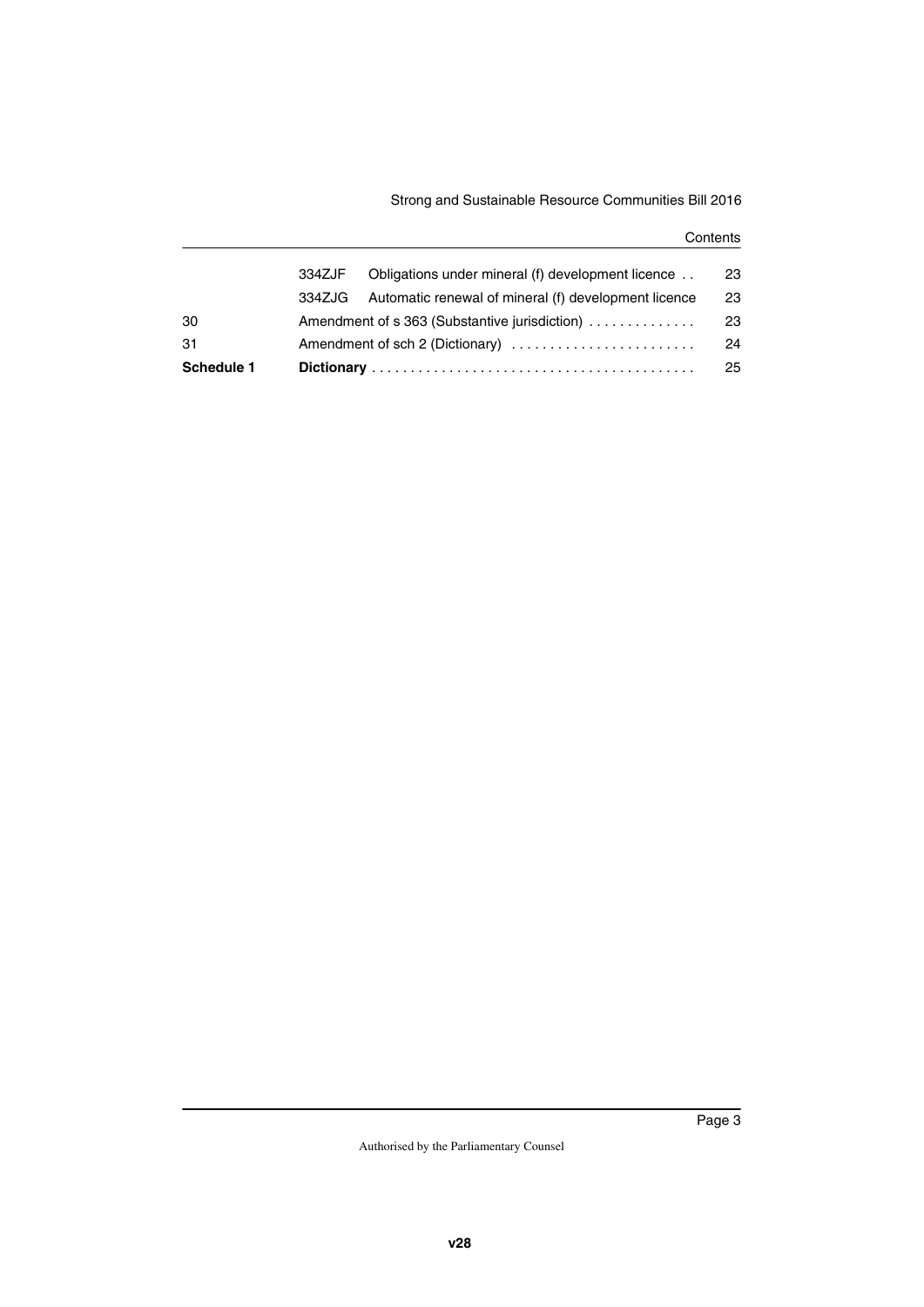| | | | |
|---|---|---|---|
| | 334ZJF | Obligations under mineral (f) development licence | 23 |
| | 334ZJG | Automatic renewal of mineral (f) development licence | 23 |
| 30 | | Amendment of s 363 (Substantive jurisdiction) | 23 |
| 31 | | Amendment of sch 2 (Dictionary) | 24 |
| **Schedule 1** | | **Dictionary** | 25 |

Authorised by the Parliamentary Counsel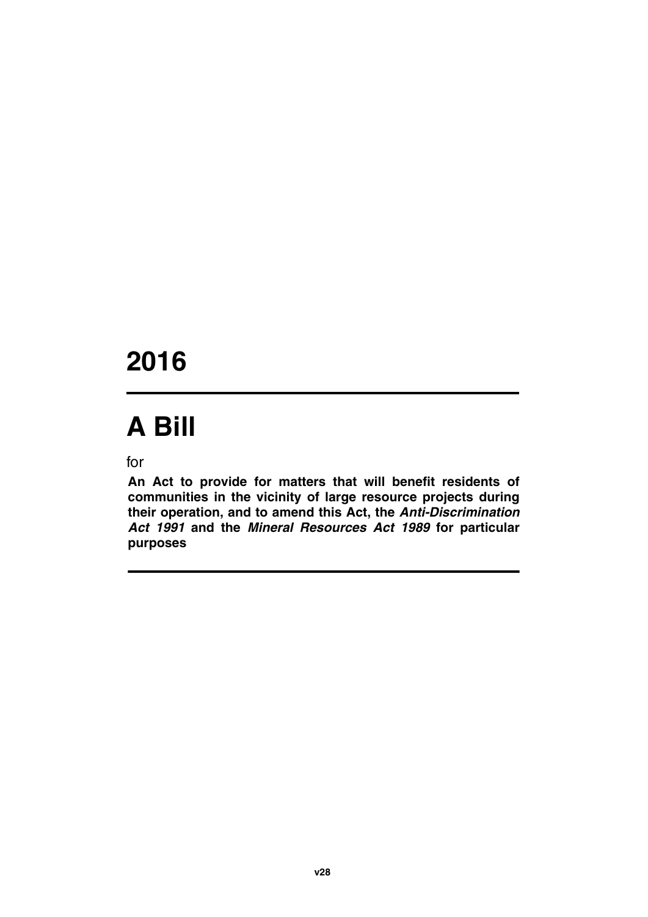# 2016

# A Bill

for

**An Act to provide for matters that will benefit residents of communities in the vicinity of large resource projects during their operation, and to amend this Act, the *Anti-Discrimination Act 1991* and the *Mineral Resources Act 1989* for particular purposes**

v28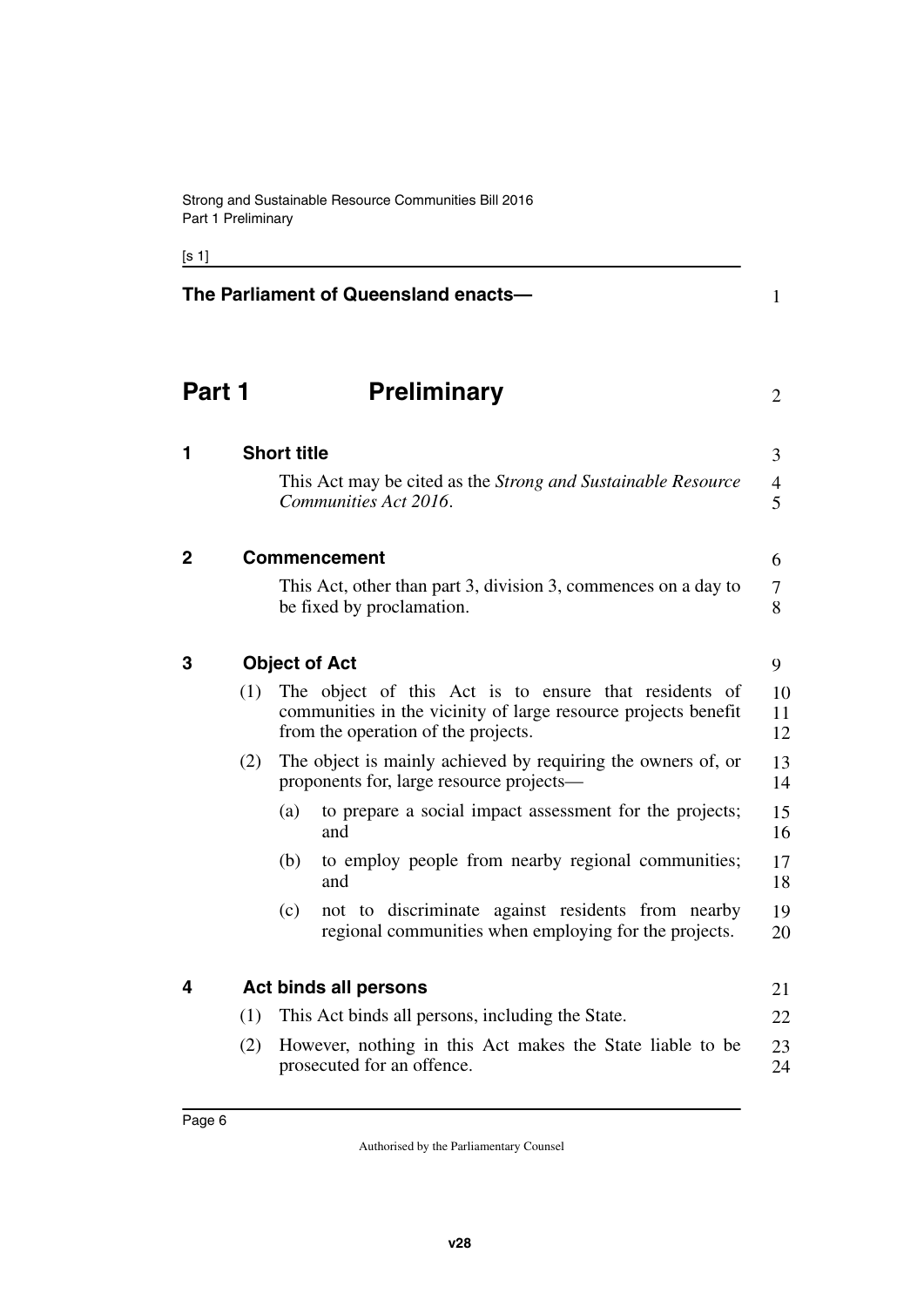**The Parliament of Queensland enacts—**

# Part 1 Preliminary

## 1 Short title

This Act may be cited as the *Strong and Sustainable Resource Communities Act 2016*.

## 2 Commencement

This Act, other than part 3, division 3, commences on a day to be fixed by proclamation.

## 3 Object of Act

(1) The object of this Act is to ensure that residents of communities in the vicinity of large resource projects benefit from the operation of the projects.

(2) The object is mainly achieved by requiring the owners of, or proponents for, large resource projects—

(a) to prepare a social impact assessment for the projects; and

(b) to employ people from nearby regional communities; and

(c) not to discriminate against residents from nearby regional communities when employing for the projects.

## 4 Act binds all persons

(1) This Act binds all persons, including the State.

(2) However, nothing in this Act makes the State liable to be prosecuted for an offence.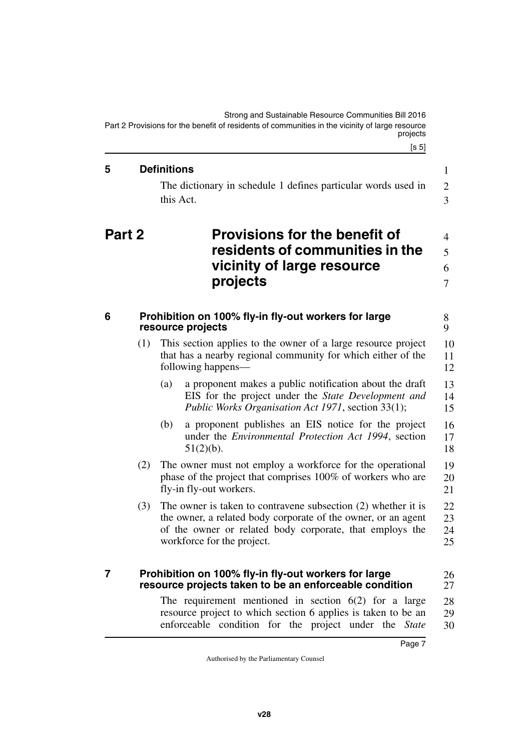## 5 Definitions

The dictionary in schedule 1 defines particular words used in this Act.

# Part 2 Provisions for the benefit of residents of communities in the vicinity of large resource projects

## 6 Prohibition on 100% fly-in fly-out workers for large resource projects

(1) This section applies to the owner of a large resource project that has a nearby regional community for which either of the following happens—

(a) a proponent makes a public notification about the draft EIS for the project under the *State Development and Public Works Organisation Act 1971*, section 33(1);

(b) a proponent publishes an EIS notice for the project under the *Environmental Protection Act 1994*, section 51(2)(b).

(2) The owner must not employ a workforce for the operational phase of the project that comprises 100% of workers who are fly-in fly-out workers.

(3) The owner is taken to contravene subsection (2) whether it is the owner, a related body corporate of the owner, or an agent of the owner or related body corporate, that employs the workforce for the project.

## 7 Prohibition on 100% fly-in fly-out workers for large resource projects taken to be an enforceable condition

The requirement mentioned in section 6(2) for a large resource project to which section 6 applies is taken to be an enforceable condition for the project under the *State*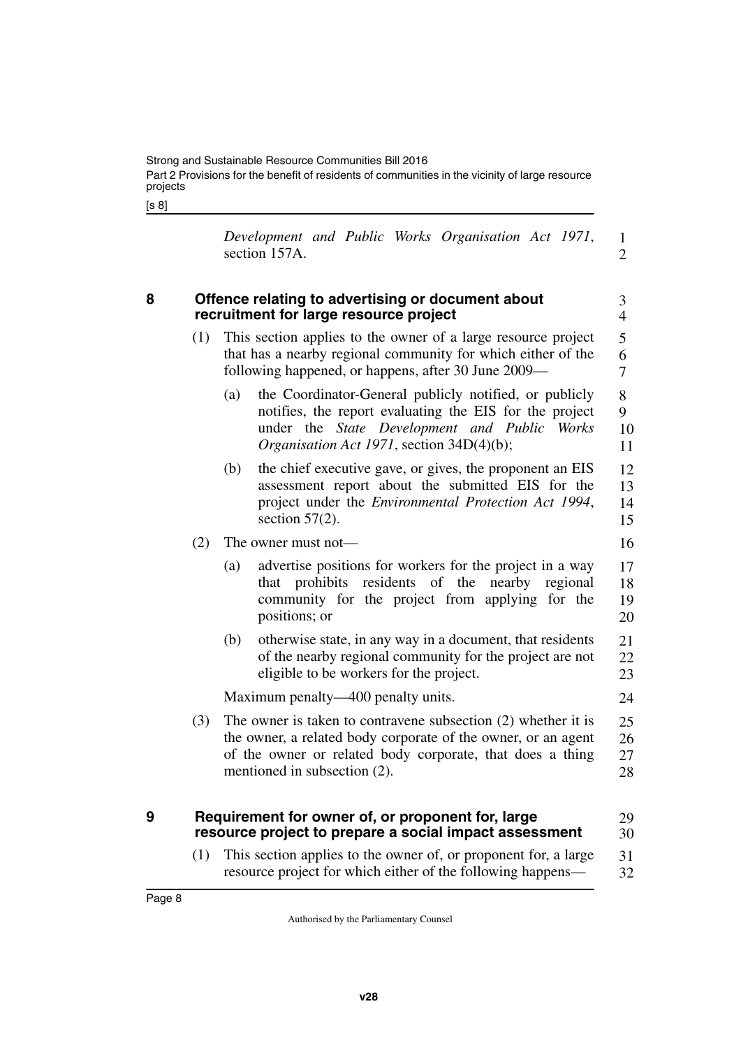*Development and Public Works Organisation Act 1971*, section 157A.

## 8 Offence relating to advertising or document about recruitment for large resource project

(1) This section applies to the owner of a large resource project that has a nearby regional community for which either of the following happened, or happens, after 30 June 2009—

(a) the Coordinator-General publicly notified, or publicly notifies, the report evaluating the EIS for the project under the *State Development and Public Works Organisation Act 1971*, section 34D(4)(b);

(b) the chief executive gave, or gives, the proponent an EIS assessment report about the submitted EIS for the project under the *Environmental Protection Act 1994*, section 57(2).

(2) The owner must not—

(a) advertise positions for workers for the project in a way that prohibits residents of the nearby regional community for the project from applying for the positions; or

(b) otherwise state, in any way in a document, that residents of the nearby regional community for the project are not eligible to be workers for the project.

Maximum penalty—400 penalty units.

(3) The owner is taken to contravene subsection (2) whether it is the owner, a related body corporate of the owner, or an agent of the owner or related body corporate, that does a thing mentioned in subsection (2).

## 9 Requirement for owner of, or proponent for, large resource project to prepare a social impact assessment

(1) This section applies to the owner of, or proponent for, a large resource project for which either of the following happens—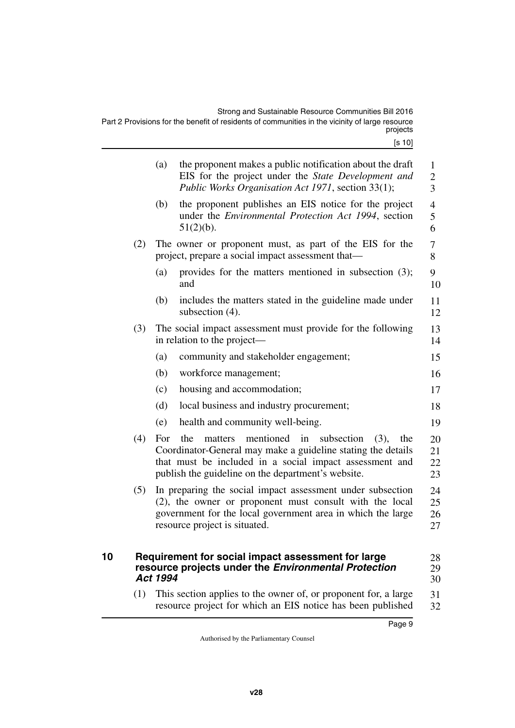(a) the proponent makes a public notification about the draft EIS for the project under the *State Development and Public Works Organisation Act 1971*, section 33(1);

(b) the proponent publishes an EIS notice for the project under the *Environmental Protection Act 1994*, section 51(2)(b).

(2) The owner or proponent must, as part of the EIS for the project, prepare a social impact assessment that—

(a) provides for the matters mentioned in subsection (3); and

(b) includes the matters stated in the guideline made under subsection (4).

(3) The social impact assessment must provide for the following in relation to the project—

(a) community and stakeholder engagement;

(b) workforce management;

(c) housing and accommodation;

(d) local business and industry procurement;

(e) health and community well-being.

(4) For the matters mentioned in subsection (3), the Coordinator-General may make a guideline stating the details that must be included in a social impact assessment and publish the guideline on the department's website.

(5) In preparing the social impact assessment under subsection (2), the owner or proponent must consult with the local government for the local government area in which the large resource project is situated.

## 10 Requirement for social impact assessment for large resource projects under the *Environmental Protection Act 1994*

(1) This section applies to the owner of, or proponent for, a large resource project for which an EIS notice has been published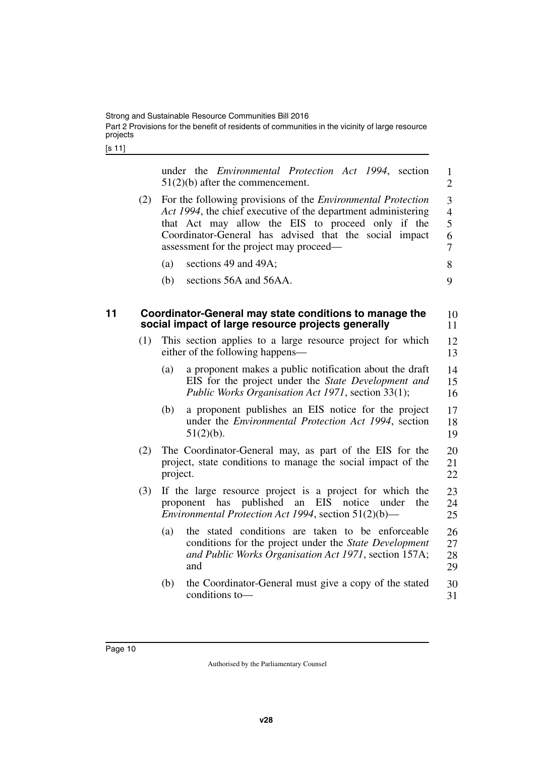under the *Environmental Protection Act 1994*, section 51(2)(b) after the commencement.

(2) For the following provisions of the *Environmental Protection Act 1994*, the chief executive of the department administering that Act may allow the EIS to proceed only if the Coordinator-General has advised that the social impact assessment for the project may proceed—

(a) sections 49 and 49A;

(b) sections 56A and 56AA.

### 11 Coordinator-General may state conditions to manage the social impact of large resource projects generally

(1) This section applies to a large resource project for which either of the following happens—

(a) a proponent makes a public notification about the draft EIS for the project under the *State Development and Public Works Organisation Act 1971*, section 33(1);

(b) a proponent publishes an EIS notice for the project under the *Environmental Protection Act 1994*, section 51(2)(b).

(2) The Coordinator-General may, as part of the EIS for the project, state conditions to manage the social impact of the project.

(3) If the large resource project is a project for which the proponent has published an EIS notice under the *Environmental Protection Act 1994*, section 51(2)(b)—

(a) the stated conditions are taken to be enforceable conditions for the project under the *State Development and Public Works Organisation Act 1971*, section 157A; and

(b) the Coordinator-General must give a copy of the stated conditions to—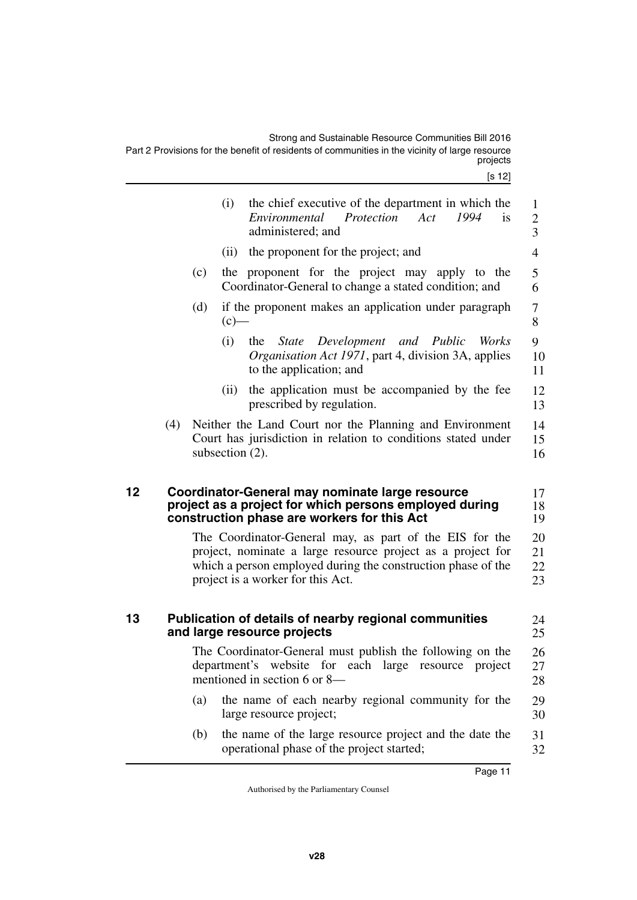(i) the chief executive of the department in which the *Environmental Protection Act 1994* is administered; and

(ii) the proponent for the project; and

(c) the proponent for the project may apply to the Coordinator-General to change a stated condition; and

(d) if the proponent makes an application under paragraph (c)—

(i) the *State Development and Public Works Organisation Act 1971*, part 4, division 3A, applies to the application; and

(ii) the application must be accompanied by the fee prescribed by regulation.

(4) Neither the Land Court nor the Planning and Environment Court has jurisdiction in relation to conditions stated under subsection (2).

## 12 Coordinator-General may nominate large resource project as a project for which persons employed during construction phase are workers for this Act

The Coordinator-General may, as part of the EIS for the project, nominate a large resource project as a project for which a person employed during the construction phase of the project is a worker for this Act.

## 13 Publication of details of nearby regional communities and large resource projects

The Coordinator-General must publish the following on the department's website for each large resource project mentioned in section 6 or 8—

(a) the name of each nearby regional community for the large resource project;

(b) the name of the large resource project and the date the operational phase of the project started;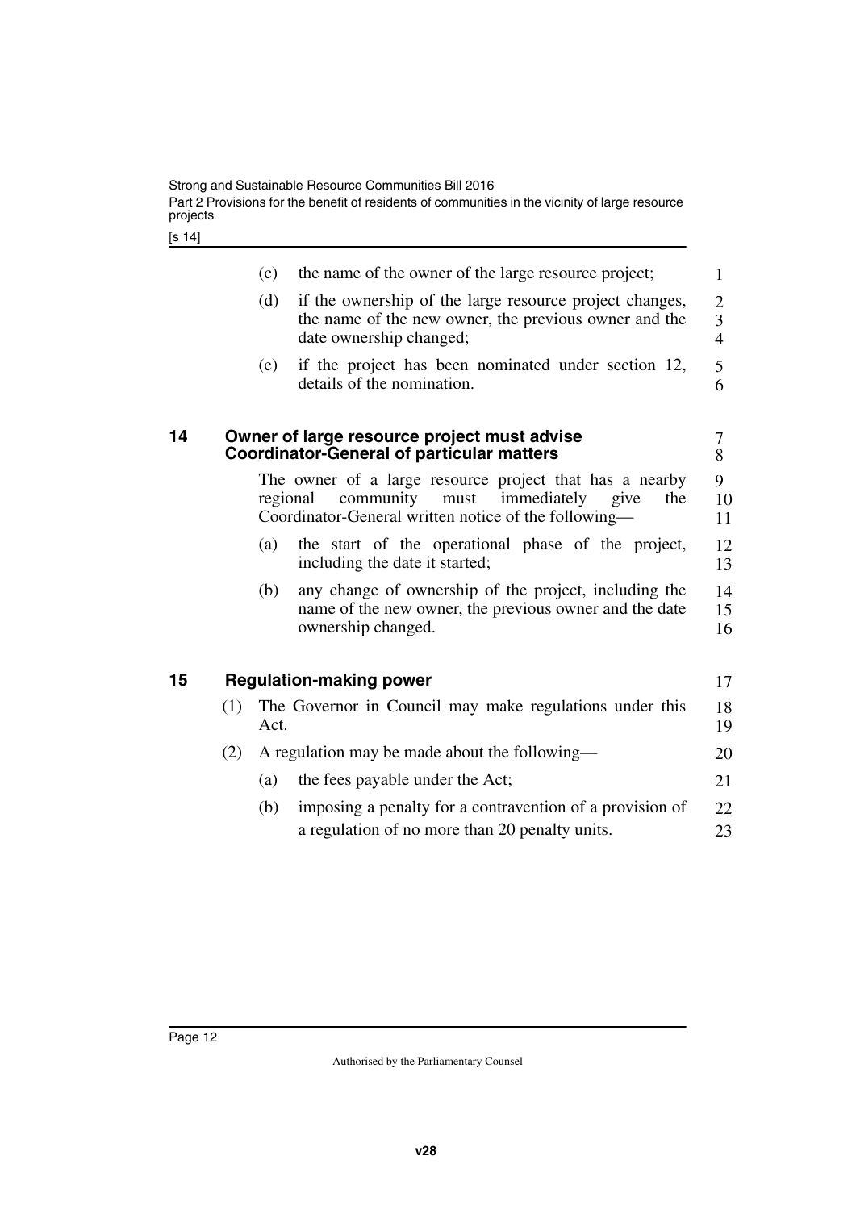(c) the name of the owner of the large resource project;

(d) if the ownership of the large resource project changes, the name of the new owner, the previous owner and the date ownership changed;

(e) if the project has been nominated under section 12, details of the nomination.

## 14 Owner of large resource project must advise Coordinator-General of particular matters

The owner of a large resource project that has a nearby regional community must immediately give the Coordinator-General written notice of the following—

(a) the start of the operational phase of the project, including the date it started;

(b) any change of ownership of the project, including the name of the new owner, the previous owner and the date ownership changed.

## 15 Regulation-making power

(1) The Governor in Council may make regulations under this Act.

(2) A regulation may be made about the following—

(a) the fees payable under the Act;

(b) imposing a penalty for a contravention of a provision of a regulation of no more than 20 penalty units.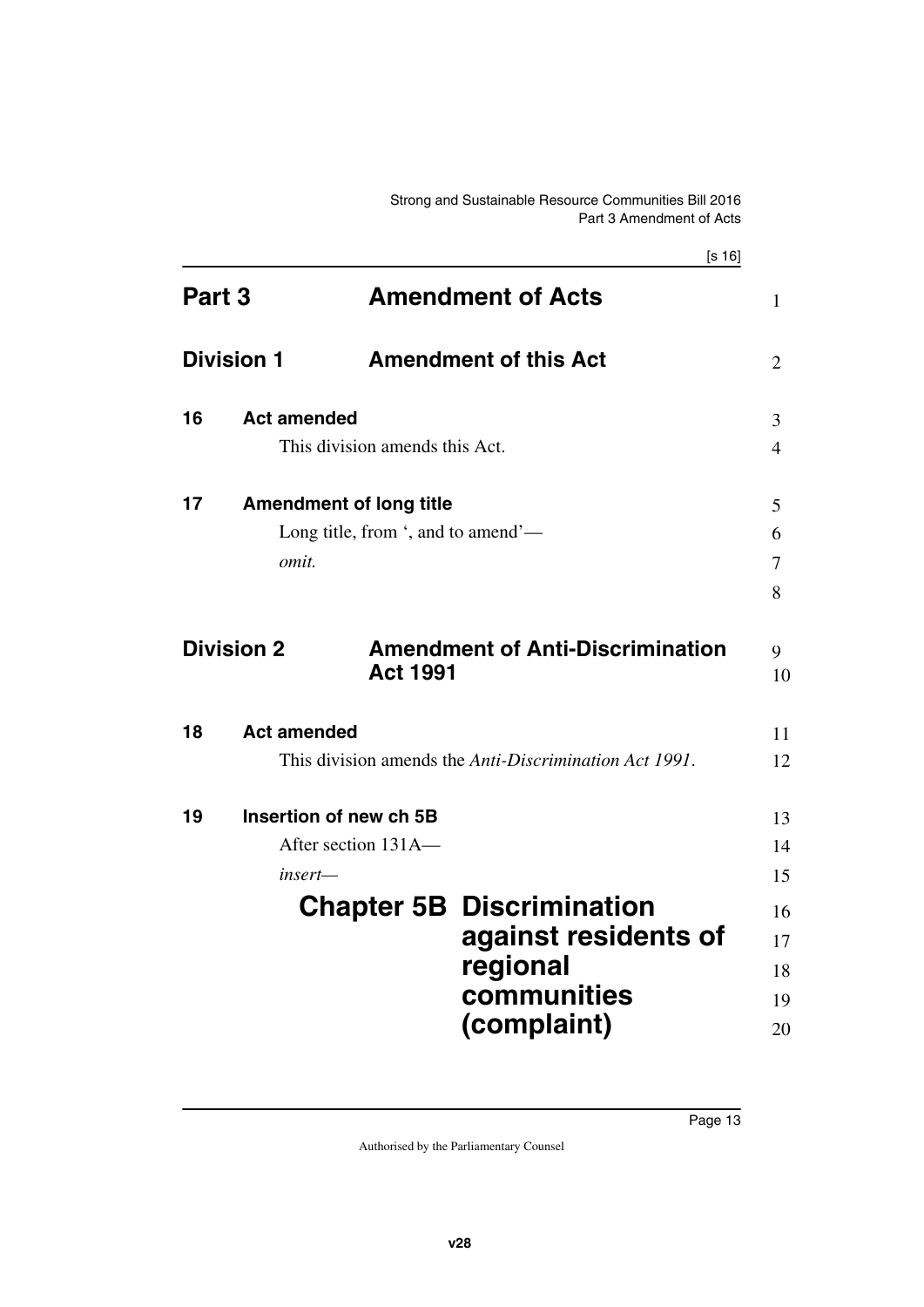# Part 3 Amendment of Acts

## Division 1 Amendment of this Act

### 16 Act amended

This division amends this Act.

### 17 Amendment of long title

Long title, from ', and to amend'—

*omit.*

## Division 2 Amendment of Anti-Discrimination Act 1991

### 18 Act amended

This division amends the *Anti-Discrimination Act 1991*.

### 19 Insertion of new ch 5B

After section 131A—

*insert—*

# Chapter 5B Discrimination against residents of regional communities (complaint)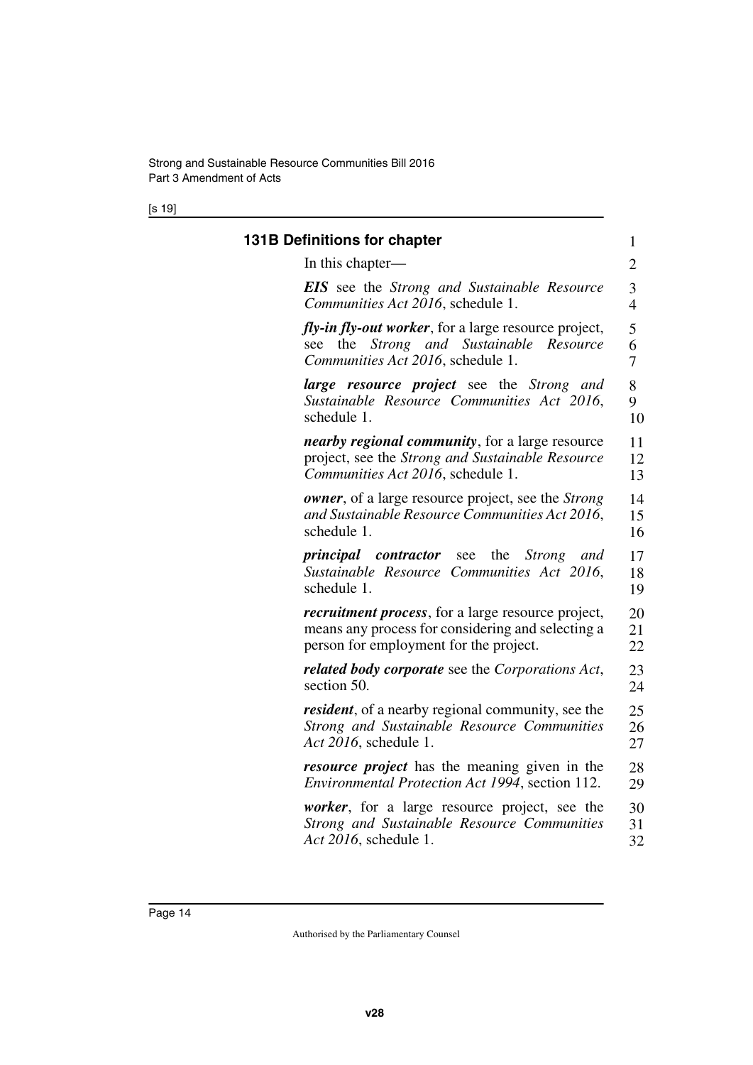### 131B Definitions for chapter

In this chapter—

***EIS*** see the *Strong and Sustainable Resource Communities Act 2016*, schedule 1.

***fly-in fly-out worker***, for a large resource project, see the *Strong and Sustainable Resource Communities Act 2016*, schedule 1.

***large resource project*** see the *Strong and Sustainable Resource Communities Act 2016*, schedule 1.

***nearby regional community***, for a large resource project, see the *Strong and Sustainable Resource Communities Act 2016*, schedule 1.

***owner***, of a large resource project, see the *Strong and Sustainable Resource Communities Act 2016*, schedule 1.

***principal contractor*** see the *Strong and Sustainable Resource Communities Act 2016*, schedule 1.

***recruitment process***, for a large resource project, means any process for considering and selecting a person for employment for the project.

***related body corporate*** see the *Corporations Act*, section 50.

***resident***, of a nearby regional community, see the *Strong and Sustainable Resource Communities Act 2016*, schedule 1.

***resource project*** has the meaning given in the *Environmental Protection Act 1994*, section 112.

***worker***, for a large resource project, see the *Strong and Sustainable Resource Communities Act 2016*, schedule 1.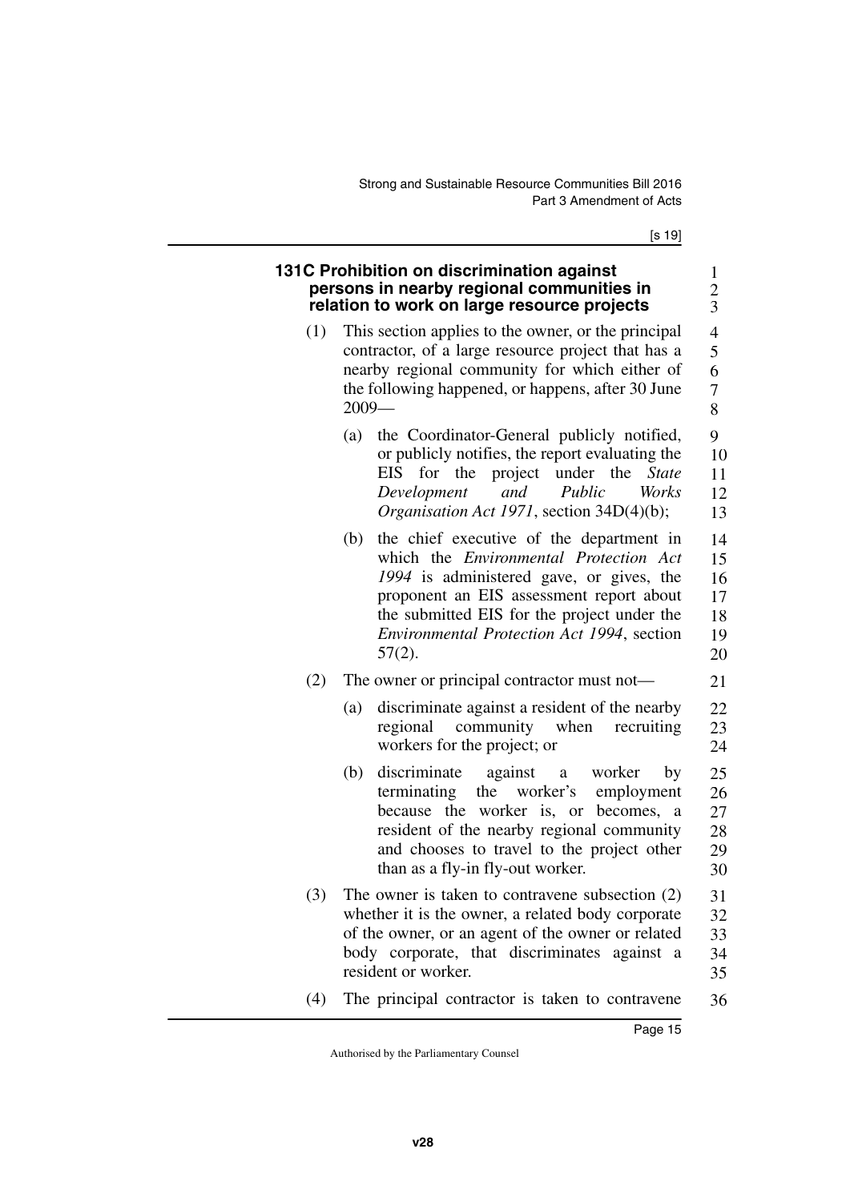### 131C Prohibition on discrimination against persons in nearby regional communities in relation to work on large resource projects

(1) This section applies to the owner, or the principal contractor, of a large resource project that has a nearby regional community for which either of the following happened, or happens, after 30 June 2009—

(a) the Coordinator-General publicly notified, or publicly notifies, the report evaluating the EIS for the project under the *State Development and Public Works Organisation Act 1971*, section 34D(4)(b);

(b) the chief executive of the department in which the *Environmental Protection Act 1994* is administered gave, or gives, the proponent an EIS assessment report about the submitted EIS for the project under the *Environmental Protection Act 1994*, section 57(2).

(2) The owner or principal contractor must not—

(a) discriminate against a resident of the nearby regional community when recruiting workers for the project; or

(b) discriminate against a worker by terminating the worker's employment because the worker is, or becomes, a resident of the nearby regional community and chooses to travel to the project other than as a fly-in fly-out worker.

(3) The owner is taken to contravene subsection (2) whether it is the owner, a related body corporate of the owner, or an agent of the owner or related body corporate, that discriminates against a resident or worker.

(4) The principal contractor is taken to contravene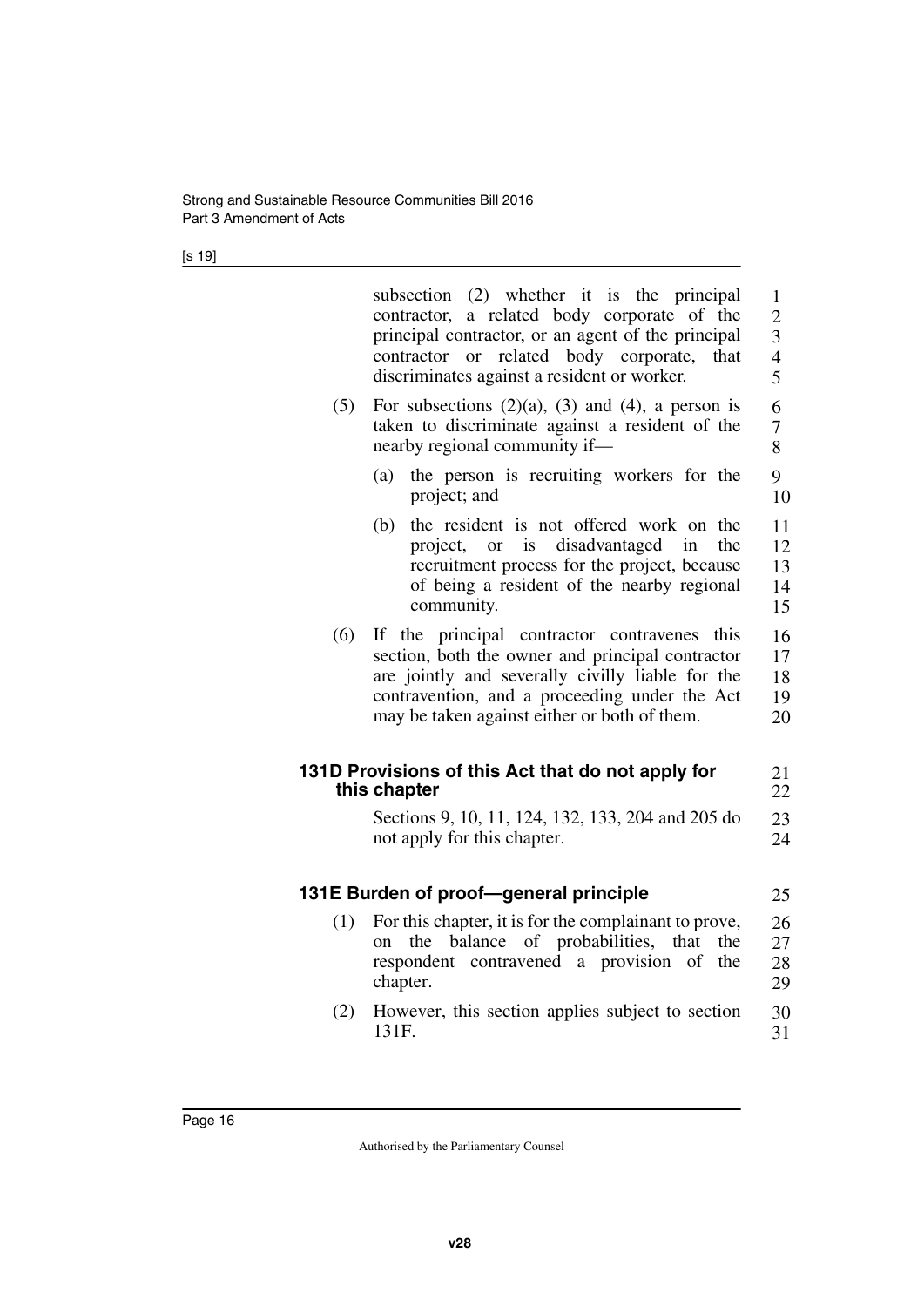subsection (2) whether it is the principal contractor, a related body corporate of the principal contractor, or an agent of the principal contractor or related body corporate, that discriminates against a resident or worker.

(5) For subsections (2)(a), (3) and (4), a person is taken to discriminate against a resident of the nearby regional community if—

(a) the person is recruiting workers for the project; and

(b) the resident is not offered work on the project, or is disadvantaged in the recruitment process for the project, because of being a resident of the nearby regional community.

(6) If the principal contractor contravenes this section, both the owner and principal contractor are jointly and severally civilly liable for the contravention, and a proceeding under the Act may be taken against either or both of them.

### 131D Provisions of this Act that do not apply for this chapter

Sections 9, 10, 11, 124, 132, 133, 204 and 205 do not apply for this chapter.

### 131E Burden of proof—general principle

(1) For this chapter, it is for the complainant to prove, on the balance of probabilities, that the respondent contravened a provision of the chapter.

(2) However, this section applies subject to section 131F.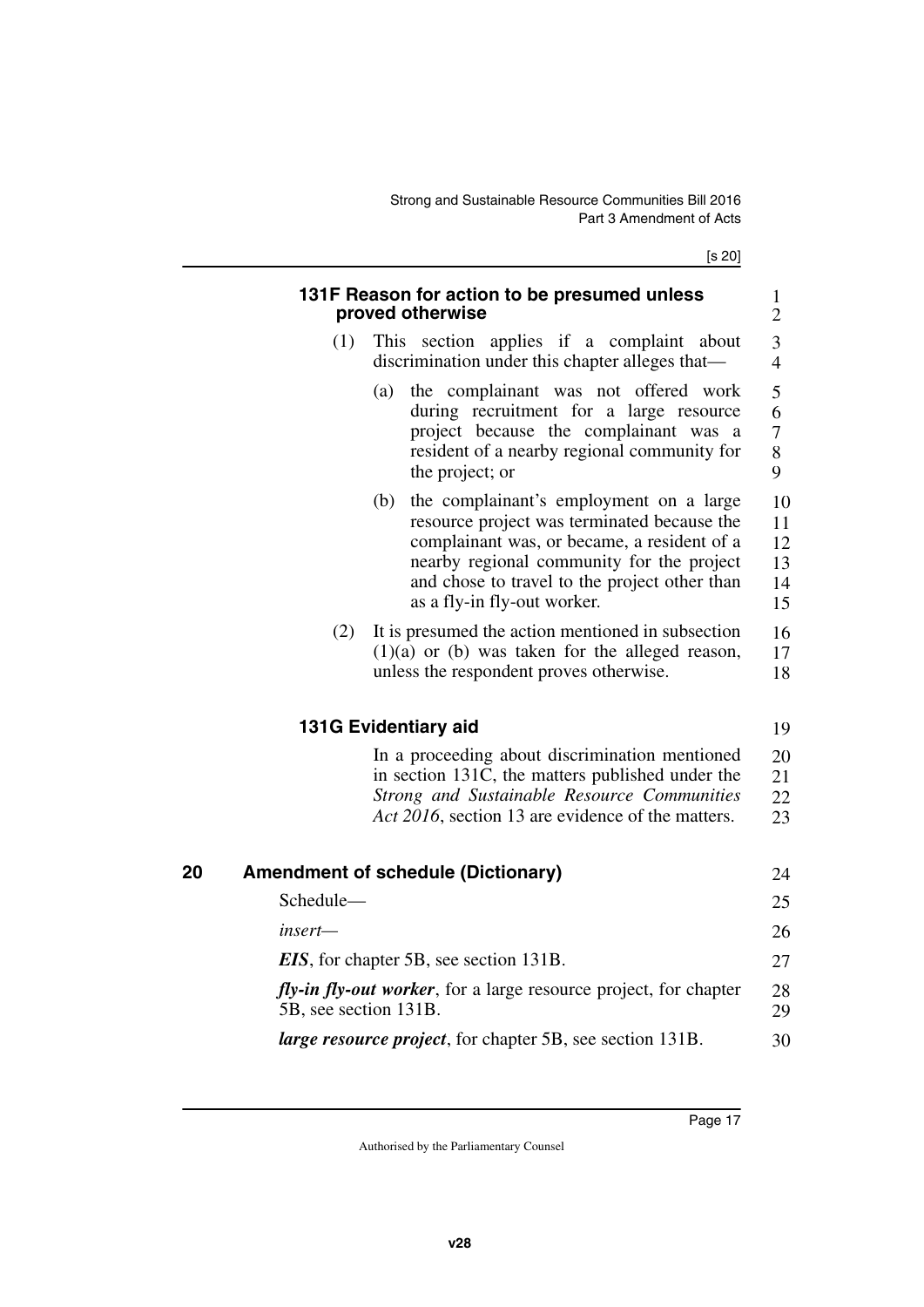### 131F Reason for action to be presumed unless proved otherwise

(1) This section applies if a complaint about discrimination under this chapter alleges that—

(a) the complainant was not offered work during recruitment for a large resource project because the complainant was a resident of a nearby regional community for the project; or

(b) the complainant's employment on a large resource project was terminated because the complainant was, or became, a resident of a nearby regional community for the project and chose to travel to the project other than as a fly-in fly-out worker.

(2) It is presumed the action mentioned in subsection (1)(a) or (b) was taken for the alleged reason, unless the respondent proves otherwise.

### 131G Evidentiary aid

In a proceeding about discrimination mentioned in section 131C, the matters published under the *Strong and Sustainable Resource Communities Act 2016*, section 13 are evidence of the matters.

## 20 Amendment of schedule (Dictionary)

Schedule—

*insert—*

***EIS***, for chapter 5B, see section 131B.

***fly-in fly-out worker***, for a large resource project, for chapter 5B, see section 131B.

***large resource project***, for chapter 5B, see section 131B.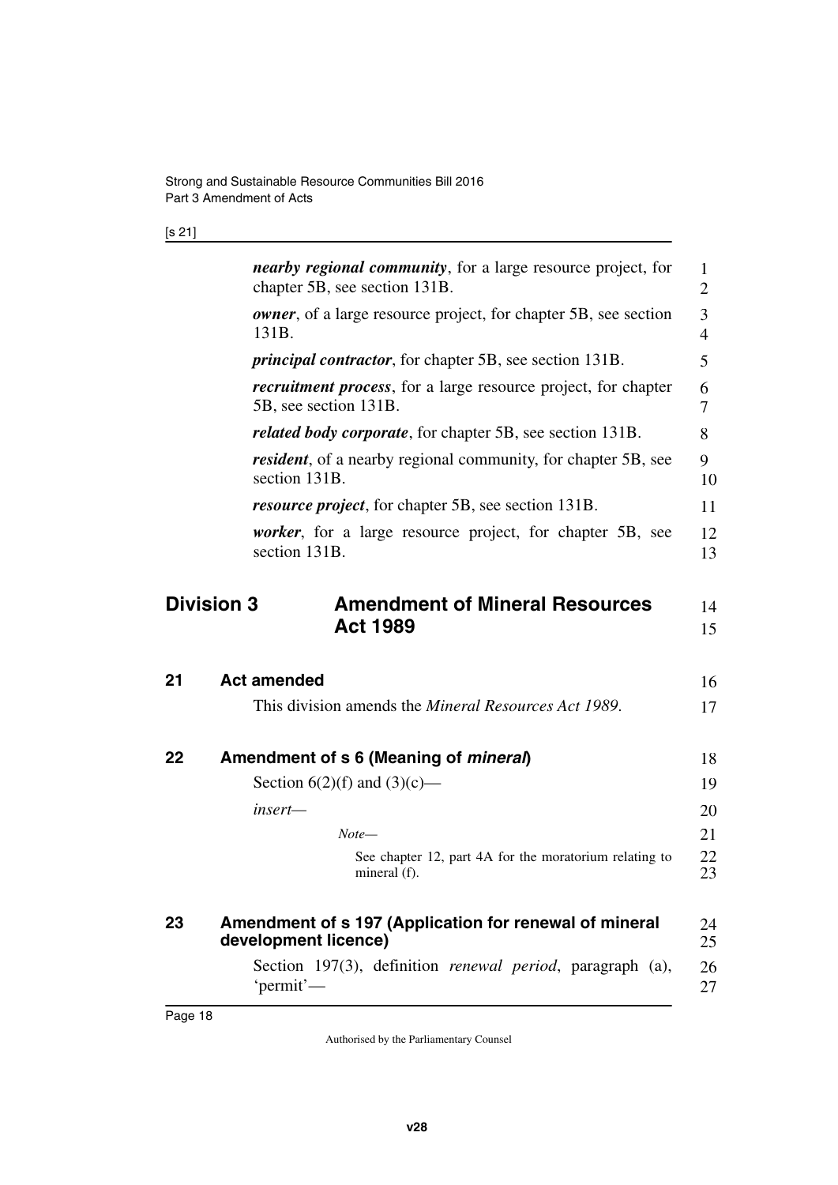***nearby regional community***, for a large resource project, for chapter 5B, see section 131B.

***owner***, of a large resource project, for chapter 5B, see section 131B.

***principal contractor***, for chapter 5B, see section 131B.

***recruitment process***, for a large resource project, for chapter 5B, see section 131B.

***related body corporate***, for chapter 5B, see section 131B.

***resident***, of a nearby regional community, for chapter 5B, see section 131B.

***resource project***, for chapter 5B, see section 131B.

***worker***, for a large resource project, for chapter 5B, see section 131B.

## Division 3 Amendment of Mineral Resources Act 1989

### 21 Act amended

This division amends the *Mineral Resources Act 1989*.

### 22 Amendment of s 6 (Meaning of *mineral*)

Section 6(2)(f) and (3)(c)—

*insert—*

*Note—*

See chapter 12, part 4A for the moratorium relating to mineral (f).

### 23 Amendment of s 197 (Application for renewal of mineral development licence)

Section 197(3), definition *renewal period*, paragraph (a), 'permit'—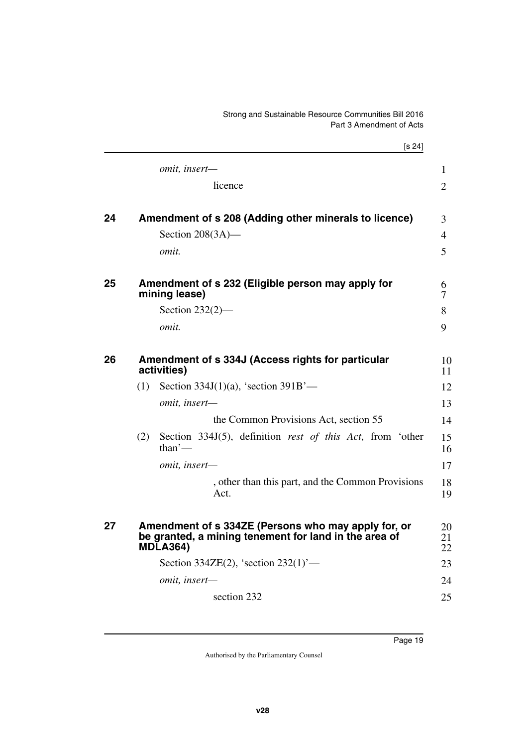*omit, insert—*

licence

## 24 Amendment of s 208 (Adding other minerals to licence)

Section 208(3A)—

*omit.*

## 25 Amendment of s 232 (Eligible person may apply for mining lease)

Section 232(2)—

*omit.*

## 26 Amendment of s 334J (Access rights for particular activities)

(1) Section 334J(1)(a), 'section 391B'—

*omit, insert—*

the Common Provisions Act, section 55

(2) Section 334J(5), definition *rest of this Act*, from 'other than'—

*omit, insert—*

, other than this part, and the Common Provisions Act.

## 27 Amendment of s 334ZE (Persons who may apply for, or be granted, a mining tenement for land in the area of MDLA364)

Section 334ZE(2), 'section 232(1)'—

*omit, insert—*

section 232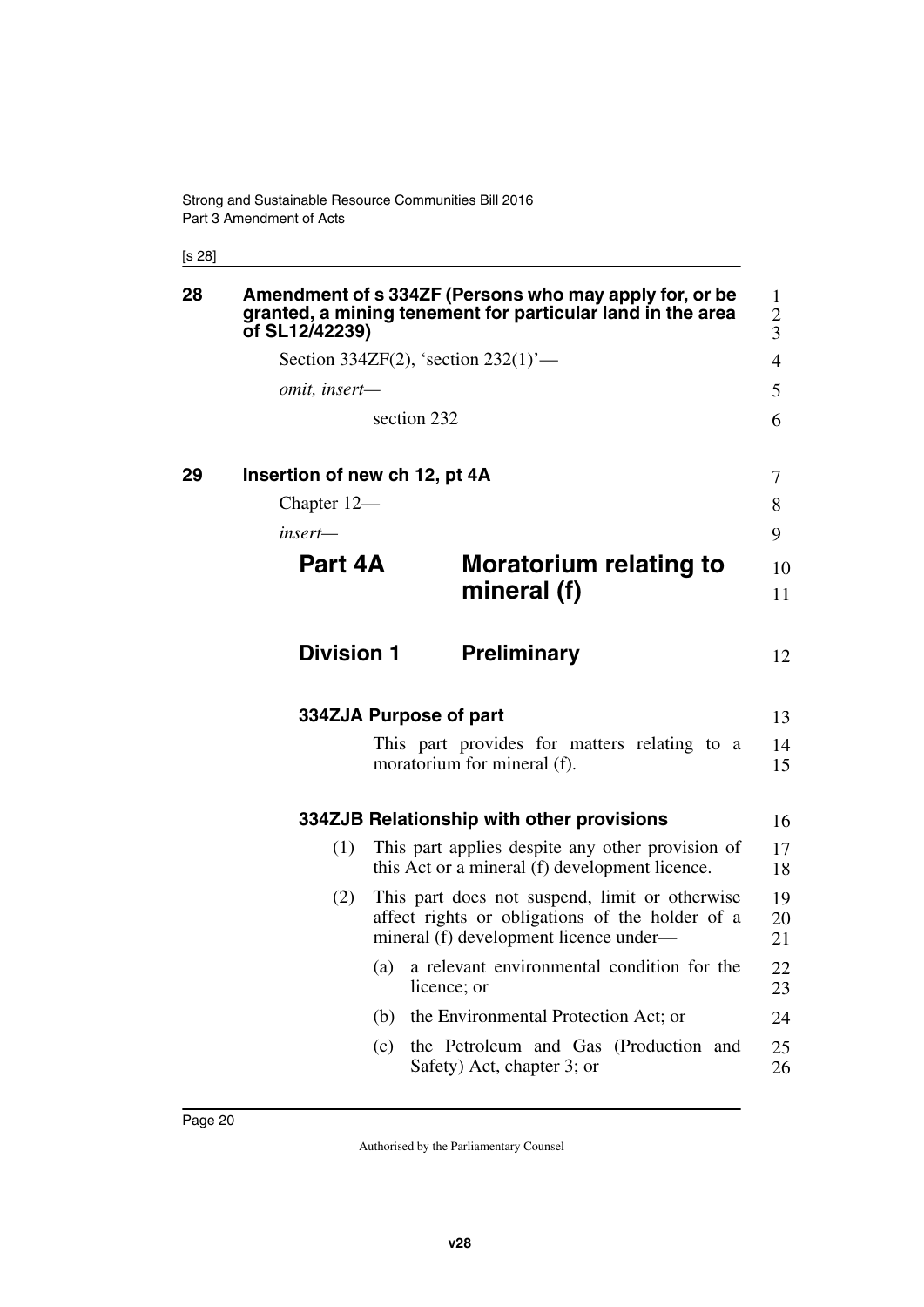**28 Amendment of s 334ZF (Persons who may apply for, or be granted, a mining tenement for particular land in the area of SL12/42239)**

Section 334ZF(2), 'section 232(1)'—

*omit, insert—*

section 232

**29 Insertion of new ch 12, pt 4A**

Chapter 12—

*insert—*

# Part 4A Moratorium relating to mineral (f)

## Division 1 Preliminary

### 334ZJA Purpose of part

This part provides for matters relating to a moratorium for mineral (f).

### 334ZJB Relationship with other provisions

(1) This part applies despite any other provision of this Act or a mineral (f) development licence.

(2) This part does not suspend, limit or otherwise affect rights or obligations of the holder of a mineral (f) development licence under—

(a) a relevant environmental condition for the licence; or

(b) the Environmental Protection Act; or

(c) the Petroleum and Gas (Production and Safety) Act, chapter 3; or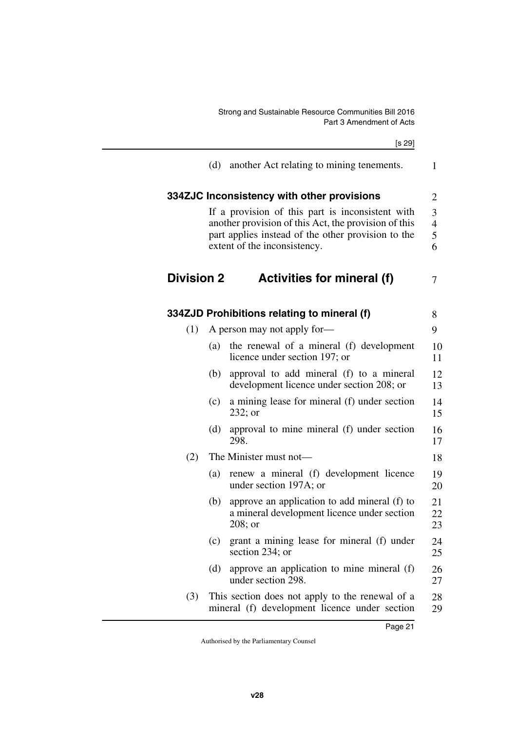(d) another Act relating to mining tenements.

### 334ZJC Inconsistency with other provisions

If a provision of this part is inconsistent with another provision of this Act, the provision of this part applies instead of the other provision to the extent of the inconsistency.

## Division 2 Activities for mineral (f)

### 334ZJD Prohibitions relating to mineral (f)

(1) A person may not apply for—

(a) the renewal of a mineral (f) development licence under section 197; or

(b) approval to add mineral (f) to a mineral development licence under section 208; or

(c) a mining lease for mineral (f) under section 232; or

(d) approval to mine mineral (f) under section 298.

(2) The Minister must not—

(a) renew a mineral (f) development licence under section 197A; or

(b) approve an application to add mineral (f) to a mineral development licence under section 208; or

(c) grant a mining lease for mineral (f) under section 234; or

(d) approve an application to mine mineral (f) under section 298.

(3) This section does not apply to the renewal of a mineral (f) development licence under section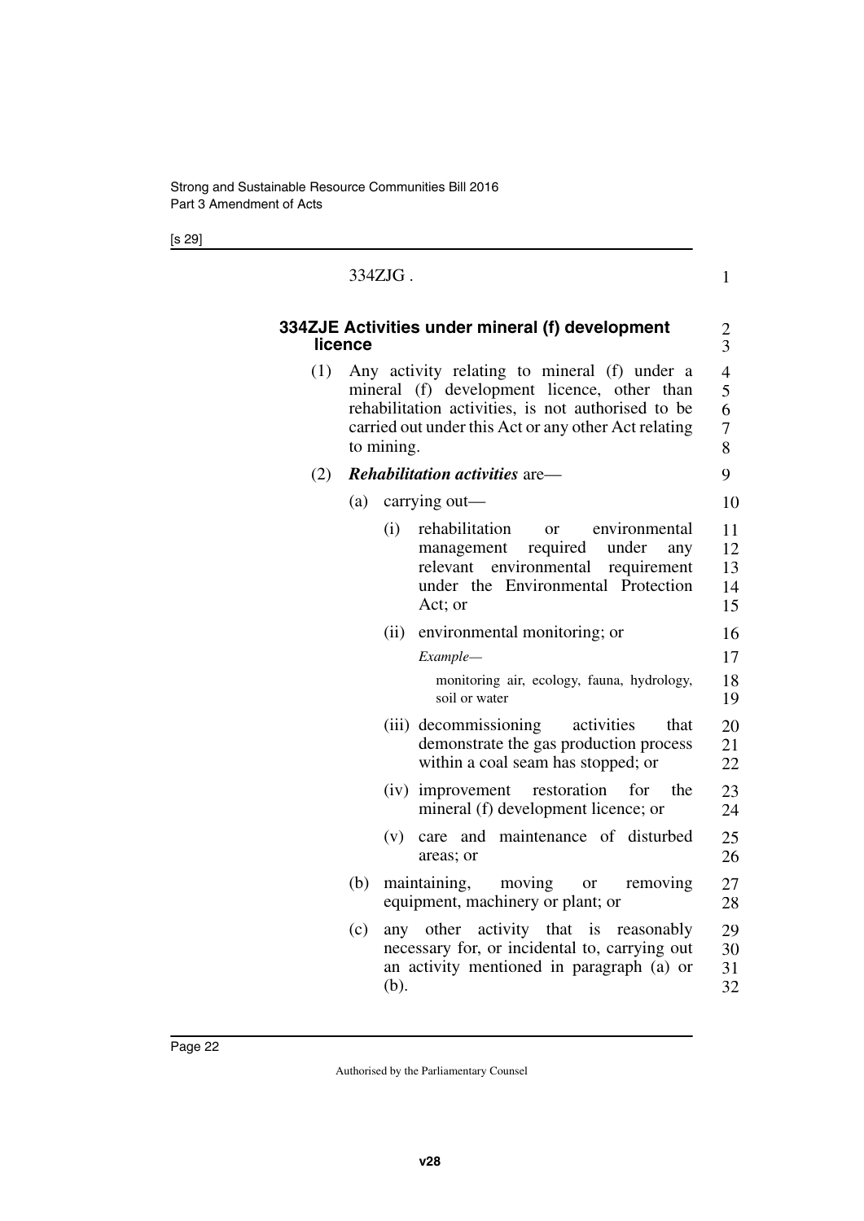334ZJG .

### 334ZJE Activities under mineral (f) development licence

(1) Any activity relating to mineral (f) under a mineral (f) development licence, other than rehabilitation activities, is not authorised to be carried out under this Act or any other Act relating to mining.

(2) ***Rehabilitation activities*** are—

(a) carrying out—

(i) rehabilitation or environmental management required under any relevant environmental requirement under the Environmental Protection Act; or

(ii) environmental monitoring; or

*Example—*

monitoring air, ecology, fauna, hydrology, soil or water

(iii) decommissioning activities that demonstrate the gas production process within a coal seam has stopped; or

(iv) improvement restoration for the mineral (f) development licence; or

(v) care and maintenance of disturbed areas; or

(b) maintaining, moving or removing equipment, machinery or plant; or

(c) any other activity that is reasonably necessary for, or incidental to, carrying out an activity mentioned in paragraph (a) or (b).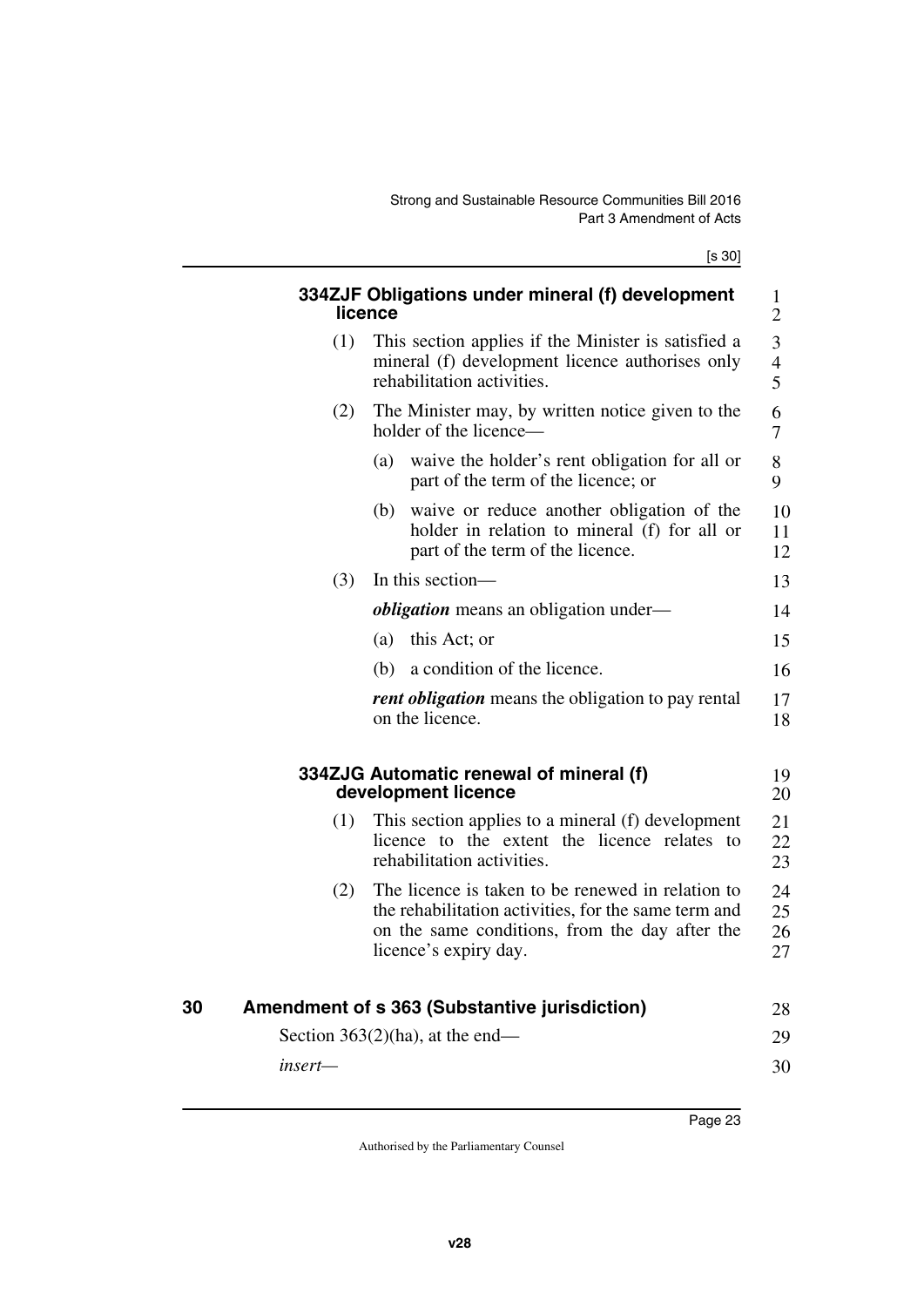#### 334ZJF Obligations under mineral (f) development licence

(1) This section applies if the Minister is satisfied a mineral (f) development licence authorises only rehabilitation activities.

(2) The Minister may, by written notice given to the holder of the licence—

(a) waive the holder's rent obligation for all or part of the term of the licence; or

(b) waive or reduce another obligation of the holder in relation to mineral (f) for all or part of the term of the licence.

(3) In this section—

***obligation*** means an obligation under—

(a) this Act; or

(b) a condition of the licence.

***rent obligation*** means the obligation to pay rental on the licence.

#### 334ZJG Automatic renewal of mineral (f) development licence

(1) This section applies to a mineral (f) development licence to the extent the licence relates to rehabilitation activities.

(2) The licence is taken to be renewed in relation to the rehabilitation activities, for the same term and on the same conditions, from the day after the licence's expiry day.

## 30 Amendment of s 363 (Substantive jurisdiction)

Section 363(2)(ha), at the end—

*insert*—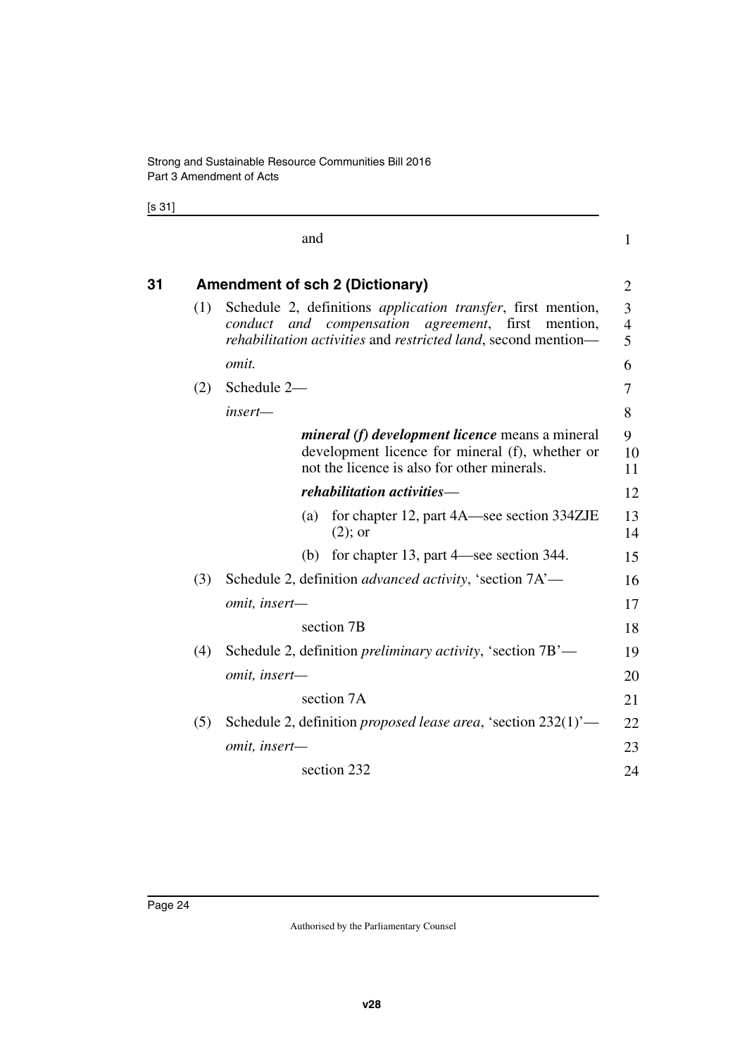and

## 31 Amendment of sch 2 (Dictionary)

(1) Schedule 2, definitions *application transfer*, first mention, *conduct and compensation agreement*, first mention, *rehabilitation activities* and *restricted land*, second mention—

*omit.*

(2) Schedule 2—

*insert—*

***mineral (f) development licence*** means a mineral development licence for mineral (f), whether or not the licence is also for other minerals.

***rehabilitation activities***—

(a) for chapter 12, part 4A—see section 334ZJE (2); or

(b) for chapter 13, part 4—see section 344.

(3) Schedule 2, definition *advanced activity*, 'section 7A'—

*omit, insert—*

section 7B

(4) Schedule 2, definition *preliminary activity*, 'section 7B'—

*omit, insert—*

section 7A

(5) Schedule 2, definition *proposed lease area*, 'section 232(1)'—

*omit, insert—*

section 232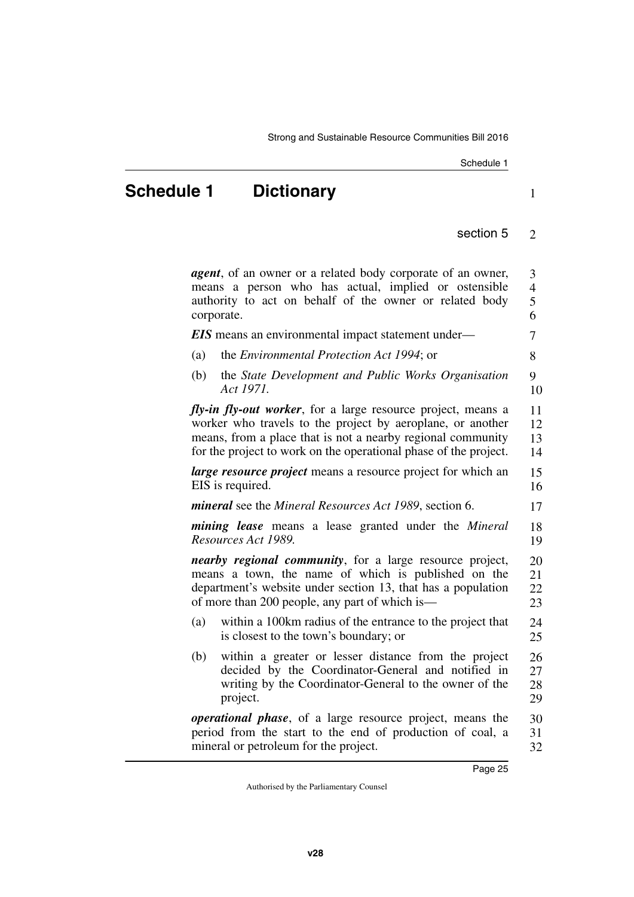# Schedule 1 Dictionary

section 5

***agent***, of an owner or a related body corporate of an owner, means a person who has actual, implied or ostensible authority to act on behalf of the owner or related body corporate.

***EIS*** means an environmental impact statement under—

(a) the *Environmental Protection Act 1994*; or

(b) the *State Development and Public Works Organisation Act 1971*.

***fly-in fly-out worker***, for a large resource project, means a worker who travels to the project by aeroplane, or another means, from a place that is not a nearby regional community for the project to work on the operational phase of the project.

***large resource project*** means a resource project for which an EIS is required.

***mineral*** see the *Mineral Resources Act 1989*, section 6.

***mining lease*** means a lease granted under the *Mineral Resources Act 1989*.

***nearby regional community***, for a large resource project, means a town, the name of which is published on the department's website under section 13, that has a population of more than 200 people, any part of which is—

(a) within a 100km radius of the entrance to the project that is closest to the town's boundary; or

(b) within a greater or lesser distance from the project decided by the Coordinator-General and notified in writing by the Coordinator-General to the owner of the project.

***operational phase***, of a large resource project, means the period from the start to the end of production of coal, a mineral or petroleum for the project.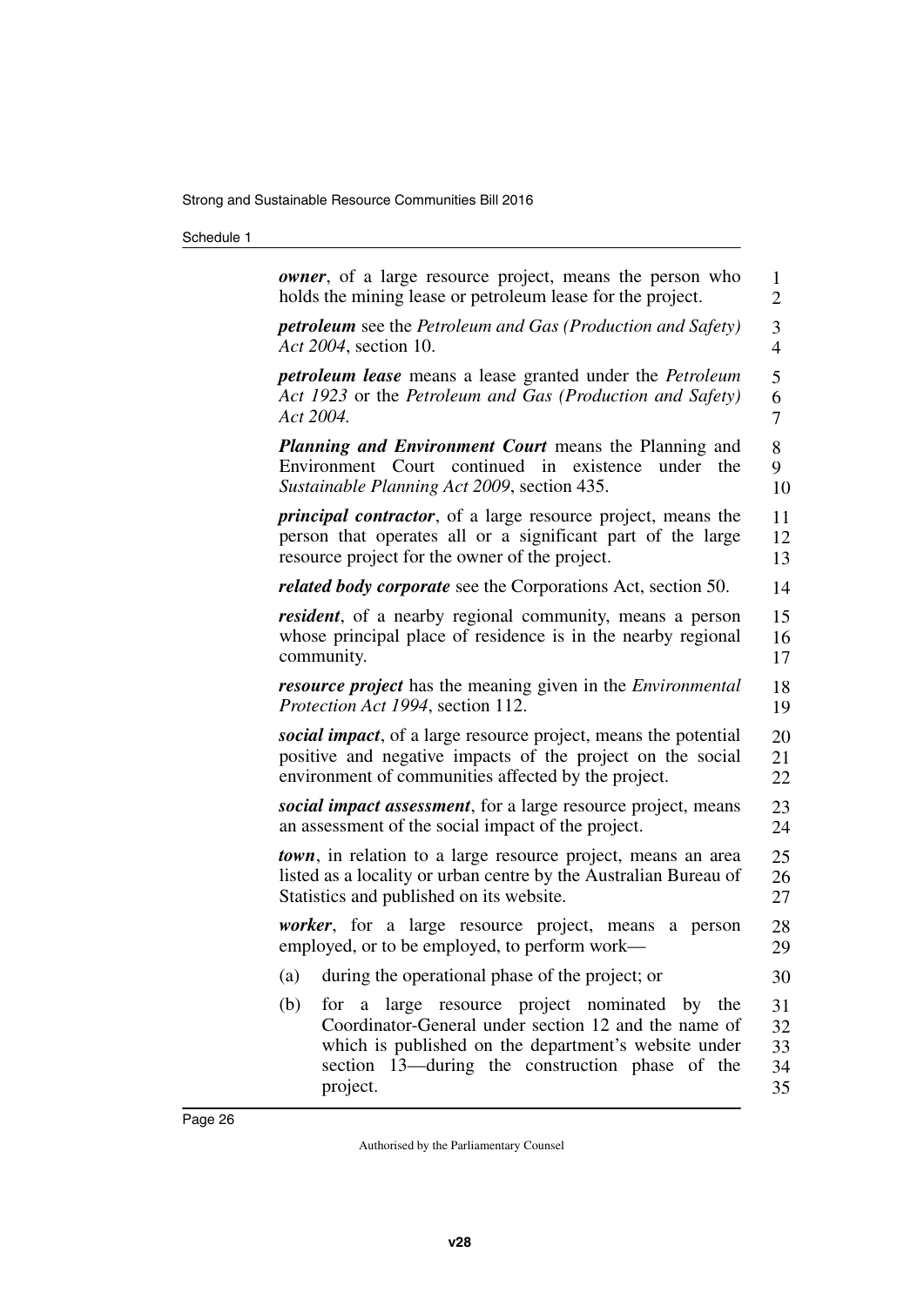***owner***, of a large resource project, means the person who holds the mining lease or petroleum lease for the project.

***petroleum*** see the *Petroleum and Gas (Production and Safety) Act 2004*, section 10.

***petroleum lease*** means a lease granted under the *Petroleum Act 1923* or the *Petroleum and Gas (Production and Safety) Act 2004.*

***Planning and Environment Court*** means the Planning and Environment Court continued in existence under the *Sustainable Planning Act 2009*, section 435.

***principal contractor***, of a large resource project, means the person that operates all or a significant part of the large resource project for the owner of the project.

***related body corporate*** see the Corporations Act, section 50.

***resident***, of a nearby regional community, means a person whose principal place of residence is in the nearby regional community.

***resource project*** has the meaning given in the *Environmental Protection Act 1994*, section 112.

***social impact***, of a large resource project, means the potential positive and negative impacts of the project on the social environment of communities affected by the project.

***social impact assessment***, for a large resource project, means an assessment of the social impact of the project.

***town***, in relation to a large resource project, means an area listed as a locality or urban centre by the Australian Bureau of Statistics and published on its website.

***worker***, for a large resource project, means a person employed, or to be employed, to perform work—

(a) during the operational phase of the project; or

(b) for a large resource project nominated by the Coordinator-General under section 12 and the name of which is published on the department's website under section 13—during the construction phase of the project.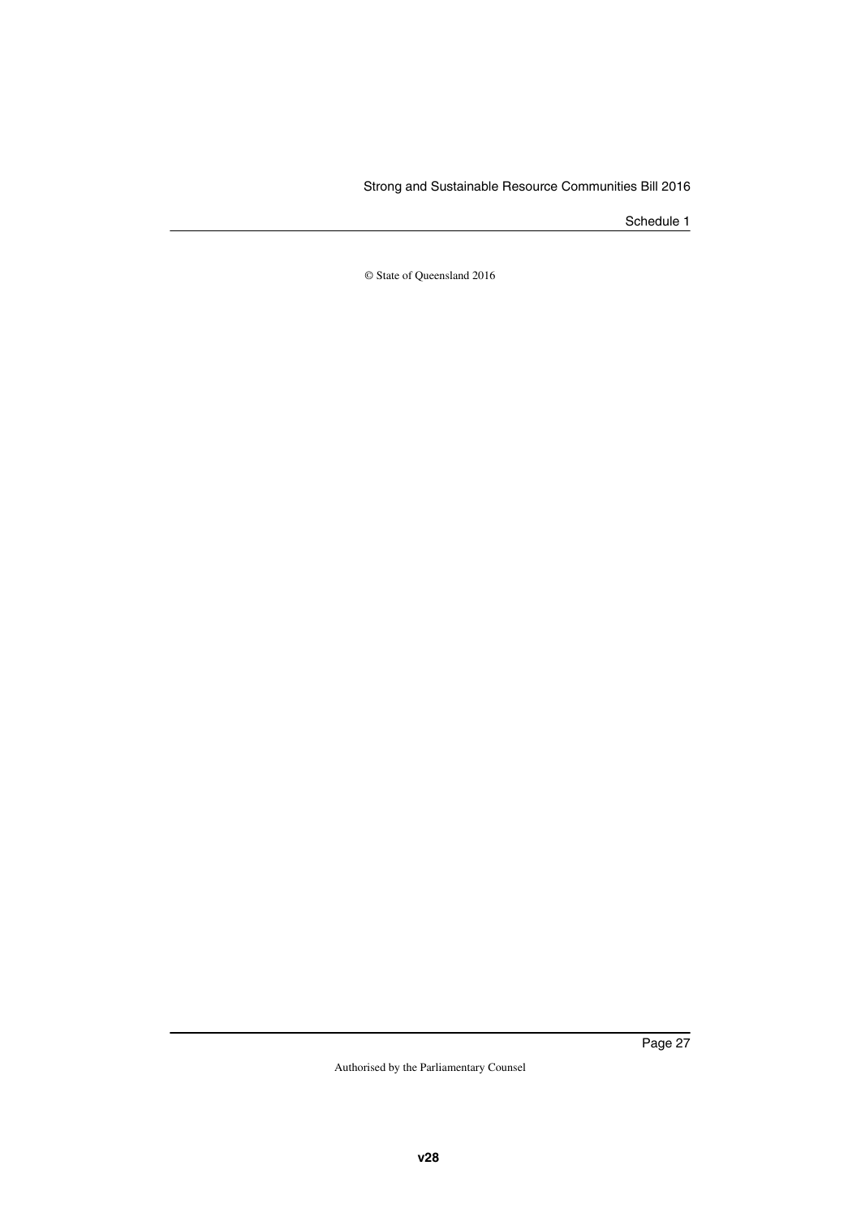© State of Queensland 2016